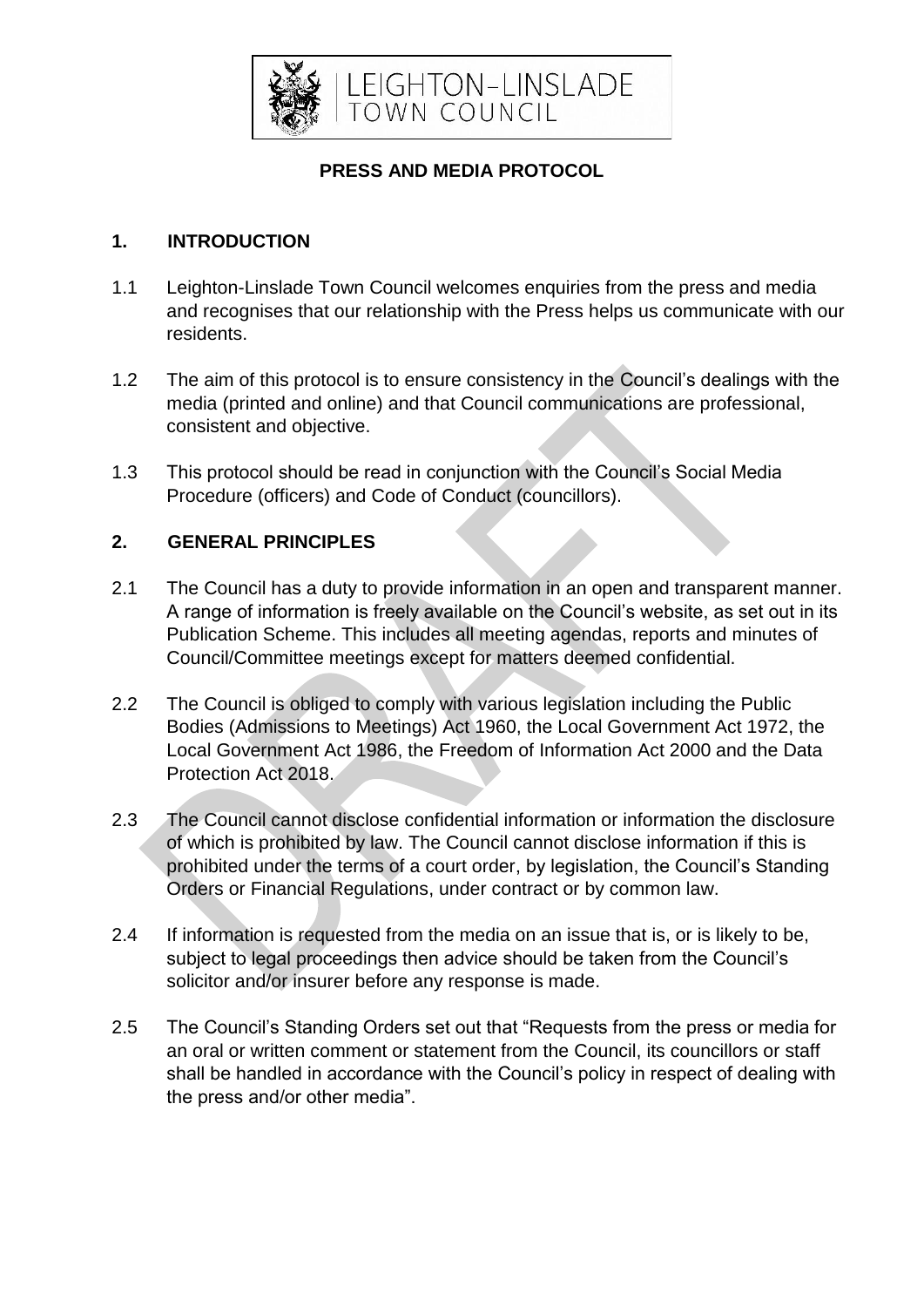LEIGHTON-LINSLADE
TOWN COUNCIL

# PRESS AND MEDIA PROTOCOL

## 1. INTRODUCTION

1.1 Leighton-Linslade Town Council welcomes enquiries from the press and media and recognises that our relationship with the Press helps us communicate with our residents.

1.2 The aim of this protocol is to ensure consistency in the Council's dealings with the media (printed and online) and that Council communications are professional, consistent and objective.

1.3 This protocol should be read in conjunction with the Council's Social Media Procedure (officers) and Code of Conduct (councillors).

## 2. GENERAL PRINCIPLES

2.1 The Council has a duty to provide information in an open and transparent manner. A range of information is freely available on the Council's website, as set out in its Publication Scheme. This includes all meeting agendas, reports and minutes of Council/Committee meetings except for matters deemed confidential.

2.2 The Council is obliged to comply with various legislation including the Public Bodies (Admissions to Meetings) Act 1960, the Local Government Act 1972, the Local Government Act 1986, the Freedom of Information Act 2000 and the Data Protection Act 2018.

2.3 The Council cannot disclose confidential information or information the disclosure of which is prohibited by law. The Council cannot disclose information if this is prohibited under the terms of a court order, by legislation, the Council's Standing Orders or Financial Regulations, under contract or by common law.

2.4 If information is requested from the media on an issue that is, or is likely to be, subject to legal proceedings then advice should be taken from the Council's solicitor and/or insurer before any response is made.

2.5 The Council's Standing Orders set out that "Requests from the press or media for an oral or written comment or statement from the Council, its councillors or staff shall be handled in accordance with the Council's policy in respect of dealing with the press and/or other media".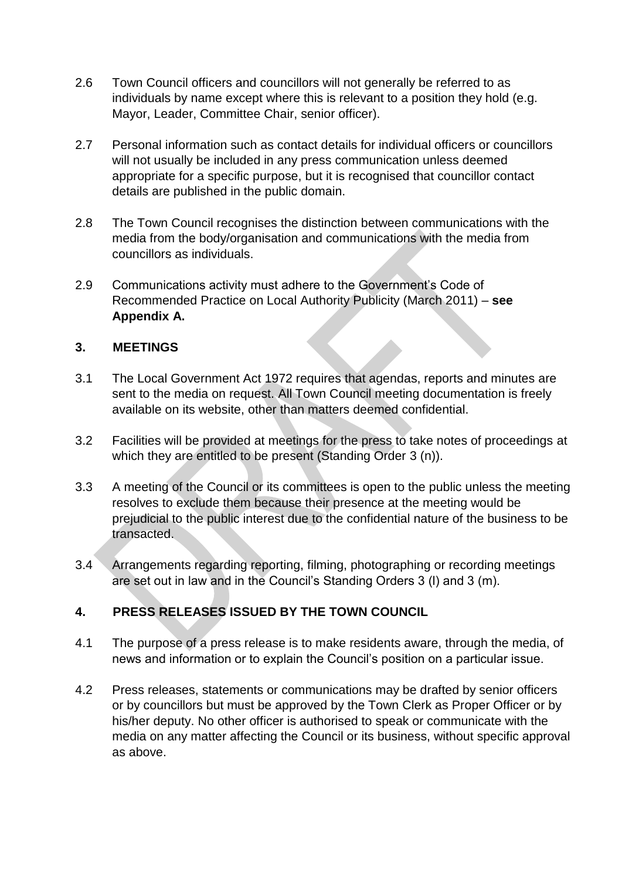2.6 Town Council officers and councillors will not generally be referred to as individuals by name except where this is relevant to a position they hold (e.g. Mayor, Leader, Committee Chair, senior officer).

2.7 Personal information such as contact details for individual officers or councillors will not usually be included in any press communication unless deemed appropriate for a specific purpose, but it is recognised that councillor contact details are published in the public domain.

2.8 The Town Council recognises the distinction between communications with the media from the body/organisation and communications with the media from councillors as individuals.

2.9 Communications activity must adhere to the Government's Code of Recommended Practice on Local Authority Publicity (March 2011) – **see Appendix A.**

## 3. MEETINGS

3.1 The Local Government Act 1972 requires that agendas, reports and minutes are sent to the media on request. All Town Council meeting documentation is freely available on its website, other than matters deemed confidential.

3.2 Facilities will be provided at meetings for the press to take notes of proceedings at which they are entitled to be present (Standing Order 3 (n)).

3.3 A meeting of the Council or its committees is open to the public unless the meeting resolves to exclude them because their presence at the meeting would be prejudicial to the public interest due to the confidential nature of the business to be transacted.

3.4 Arrangements regarding reporting, filming, photographing or recording meetings are set out in law and in the Council's Standing Orders 3 (l) and 3 (m).

## 4. PRESS RELEASES ISSUED BY THE TOWN COUNCIL

4.1 The purpose of a press release is to make residents aware, through the media, of news and information or to explain the Council's position on a particular issue.

4.2 Press releases, statements or communications may be drafted by senior officers or by councillors but must be approved by the Town Clerk as Proper Officer or by his/her deputy. No other officer is authorised to speak or communicate with the media on any matter affecting the Council or its business, without specific approval as above.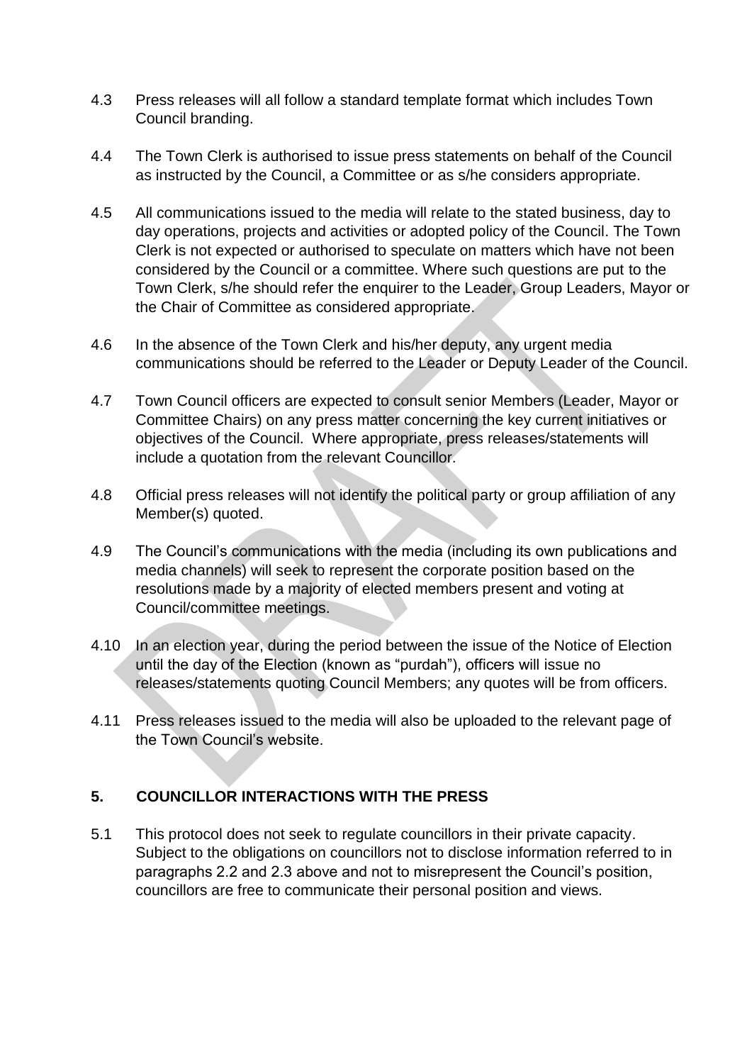4.3 Press releases will all follow a standard template format which includes Town Council branding.

4.4 The Town Clerk is authorised to issue press statements on behalf of the Council as instructed by the Council, a Committee or as s/he considers appropriate.

4.5 All communications issued to the media will relate to the stated business, day to day operations, projects and activities or adopted policy of the Council. The Town Clerk is not expected or authorised to speculate on matters which have not been considered by the Council or a committee. Where such questions are put to the Town Clerk, s/he should refer the enquirer to the Leader, Group Leaders, Mayor or the Chair of Committee as considered appropriate.

4.6 In the absence of the Town Clerk and his/her deputy, any urgent media communications should be referred to the Leader or Deputy Leader of the Council.

4.7 Town Council officers are expected to consult senior Members (Leader, Mayor or Committee Chairs) on any press matter concerning the key current initiatives or objectives of the Council. Where appropriate, press releases/statements will include a quotation from the relevant Councillor.

4.8 Official press releases will not identify the political party or group affiliation of any Member(s) quoted.

4.9 The Council's communications with the media (including its own publications and media channels) will seek to represent the corporate position based on the resolutions made by a majority of elected members present and voting at Council/committee meetings.

4.10 In an election year, during the period between the issue of the Notice of Election until the day of the Election (known as "purdah"), officers will issue no releases/statements quoting Council Members; any quotes will be from officers.

4.11 Press releases issued to the media will also be uploaded to the relevant page of the Town Council's website.

## 5. COUNCILLOR INTERACTIONS WITH THE PRESS

5.1 This protocol does not seek to regulate councillors in their private capacity. Subject to the obligations on councillors not to disclose information referred to in paragraphs 2.2 and 2.3 above and not to misrepresent the Council's position, councillors are free to communicate their personal position and views.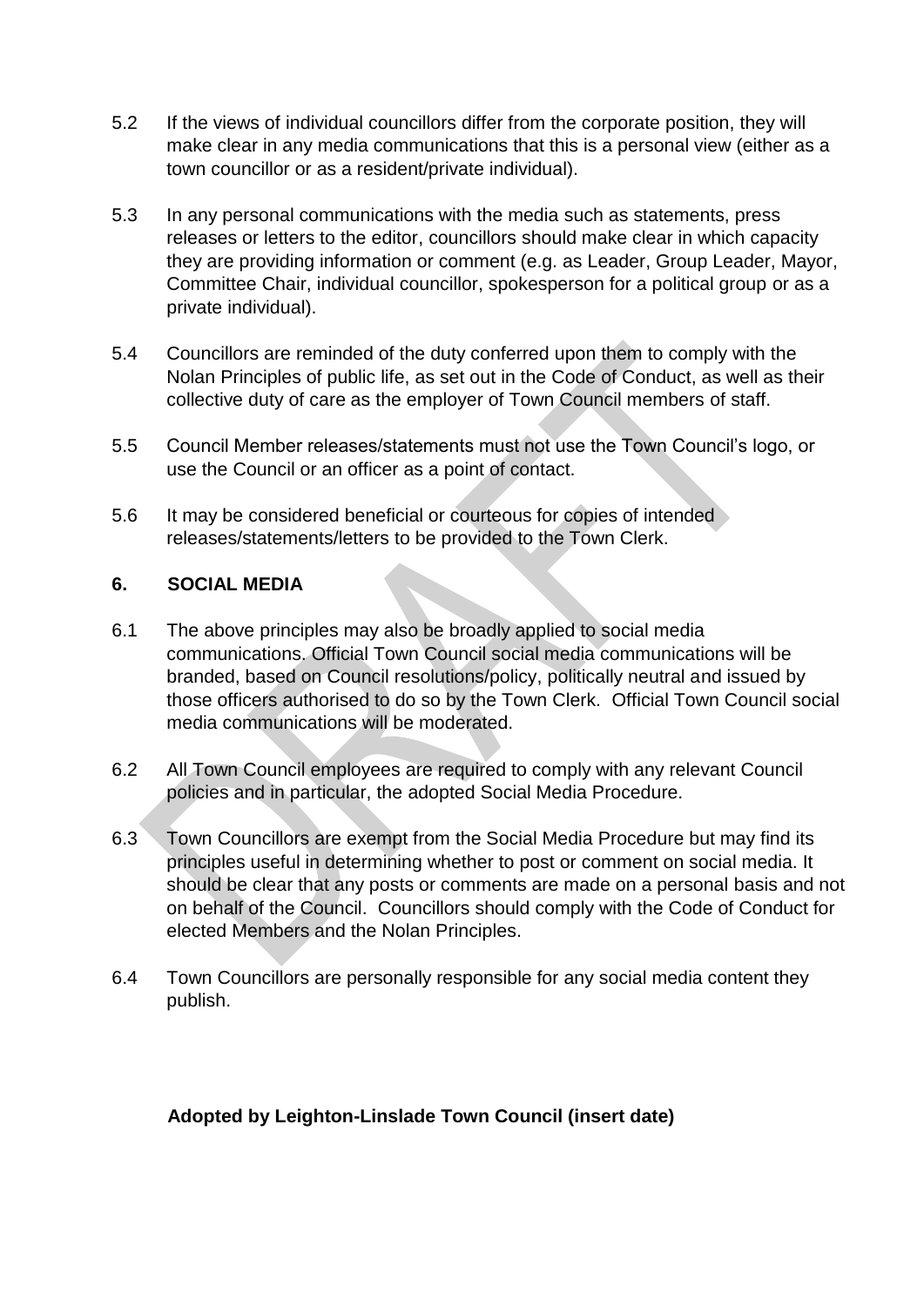5.2 If the views of individual councillors differ from the corporate position, they will make clear in any media communications that this is a personal view (either as a town councillor or as a resident/private individual).

5.3 In any personal communications with the media such as statements, press releases or letters to the editor, councillors should make clear in which capacity they are providing information or comment (e.g. as Leader, Group Leader, Mayor, Committee Chair, individual councillor, spokesperson for a political group or as a private individual).

5.4 Councillors are reminded of the duty conferred upon them to comply with the Nolan Principles of public life, as set out in the Code of Conduct, as well as their collective duty of care as the employer of Town Council members of staff.

5.5 Council Member releases/statements must not use the Town Council's logo, or use the Council or an officer as a point of contact.

5.6 It may be considered beneficial or courteous for copies of intended releases/statements/letters to be provided to the Town Clerk.

## 6. SOCIAL MEDIA

6.1 The above principles may also be broadly applied to social media communications. Official Town Council social media communications will be branded, based on Council resolutions/policy, politically neutral and issued by those officers authorised to do so by the Town Clerk. Official Town Council social media communications will be moderated.

6.2 All Town Council employees are required to comply with any relevant Council policies and in particular, the adopted Social Media Procedure.

6.3 Town Councillors are exempt from the Social Media Procedure but may find its principles useful in determining whether to post or comment on social media. It should be clear that any posts or comments are made on a personal basis and not on behalf of the Council. Councillors should comply with the Code of Conduct for elected Members and the Nolan Principles.

6.4 Town Councillors are personally responsible for any social media content they publish.

**Adopted by Leighton-Linslade Town Council (insert date)**